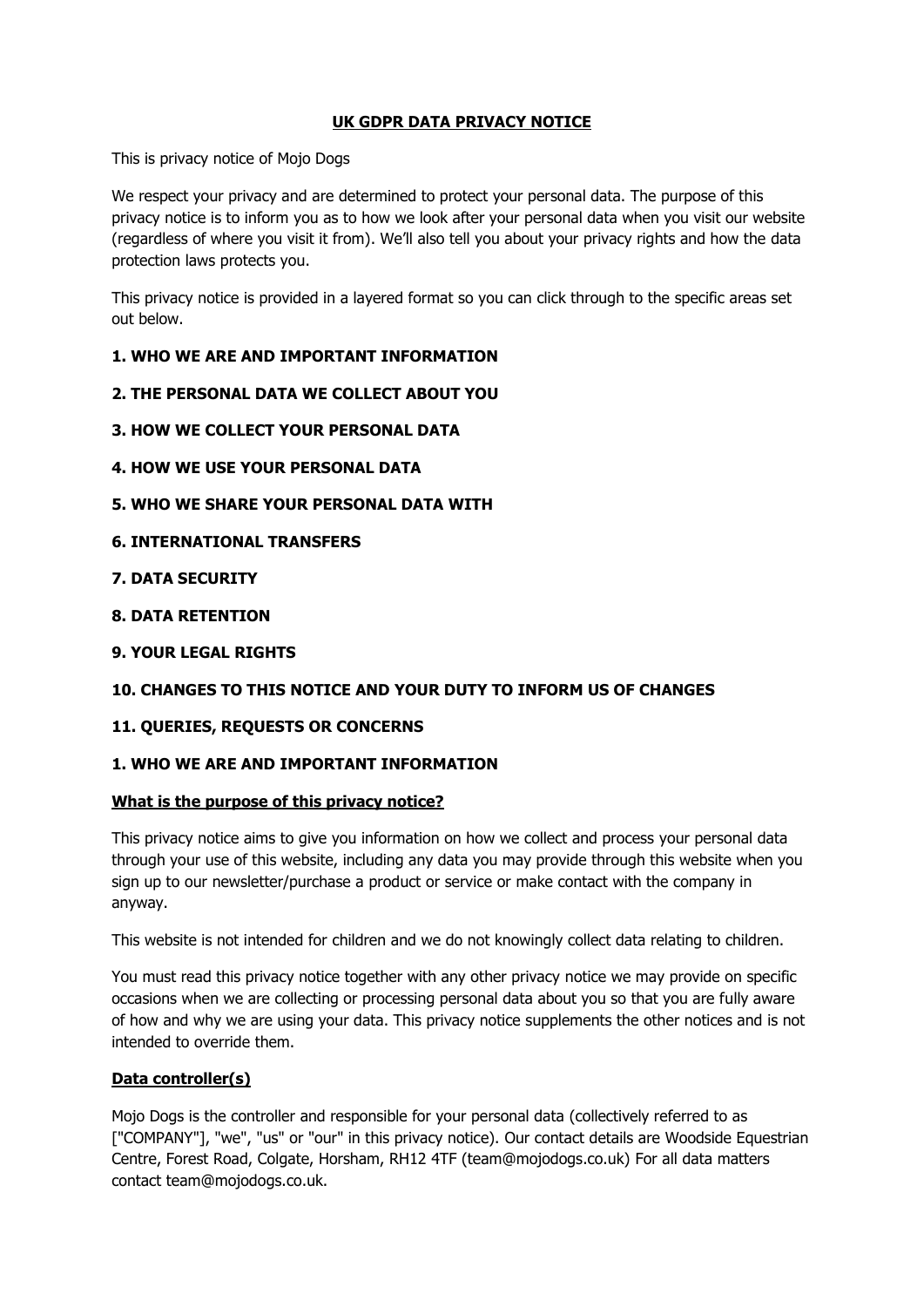# UK GDPR DATA PRIVACY NOTICE

This is privacy notice of Mojo Dogs

We respect your privacy and are determined to protect your personal data. The purpose of this privacy notice is to inform you as to how we look after your personal data when you visit our website (regardless of where you visit it from). We'll also tell you about your privacy rights and how the data protection laws protects you.

This privacy notice is provided in a layered format so you can click through to the specific areas set out below.

**1. WHO WE ARE AND IMPORTANT INFORMATION**

**2. THE PERSONAL DATA WE COLLECT ABOUT YOU**

**3. HOW WE COLLECT YOUR PERSONAL DATA**

**4. HOW WE USE YOUR PERSONAL DATA**

**5. WHO WE SHARE YOUR PERSONAL DATA WITH**

**6. INTERNATIONAL TRANSFERS**

**7. DATA SECURITY**

**8. DATA RETENTION**

**9. YOUR LEGAL RIGHTS**

**10. CHANGES TO THIS NOTICE AND YOUR DUTY TO INFORM US OF CHANGES**

**11. QUERIES, REQUESTS OR CONCERNS**

## 1. WHO WE ARE AND IMPORTANT INFORMATION

### What is the purpose of this privacy notice?

This privacy notice aims to give you information on how we collect and process your personal data through your use of this website, including any data you may provide through this website when you sign up to our newsletter/purchase a product or service or make contact with the company in anyway.

This website is not intended for children and we do not knowingly collect data relating to children.

You must read this privacy notice together with any other privacy notice we may provide on specific occasions when we are collecting or processing personal data about you so that you are fully aware of how and why we are using your data. This privacy notice supplements the other notices and is not intended to override them.

### Data controller(s)

Mojo Dogs is the controller and responsible for your personal data (collectively referred to as ["COMPANY"], "we", "us" or "our" in this privacy notice). Our contact details are Woodside Equestrian Centre, Forest Road, Colgate, Horsham, RH12 4TF (team@mojodogs.co.uk) For all data matters contact team@mojodogs.co.uk.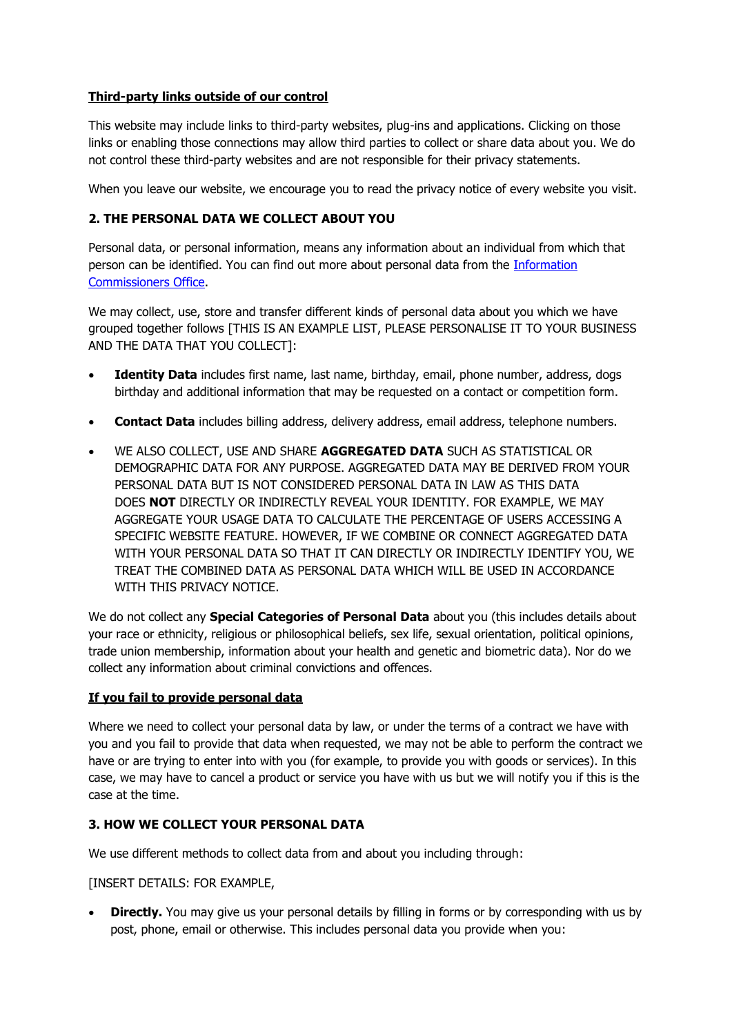**<u>Third-party links outside of our control</u>**

This website may include links to third-party websites, plug-ins and applications. Clicking on those links or enabling those connections may allow third parties to collect or share data about you. We do not control these third-party websites and are not responsible for their privacy statements.

When you leave our website, we encourage you to read the privacy notice of every website you visit.

## 2. THE PERSONAL DATA WE COLLECT ABOUT YOU

Personal data, or personal information, means any information about an individual from which that person can be identified. You can find out more about personal data from the [Information Commissioners Office](#).

We may collect, use, store and transfer different kinds of personal data about you which we have grouped together follows [THIS IS AN EXAMPLE LIST, PLEASE PERSONALISE IT TO YOUR BUSINESS AND THE DATA THAT YOU COLLECT]:

- **Identity Data** includes first name, last name, birthday, email, phone number, address, dogs birthday and additional information that may be requested on a contact or competition form.
- **Contact Data** includes billing address, delivery address, email address, telephone numbers.
- WE ALSO COLLECT, USE AND SHARE **AGGREGATED DATA** SUCH AS STATISTICAL OR DEMOGRAPHIC DATA FOR ANY PURPOSE. AGGREGATED DATA MAY BE DERIVED FROM YOUR PERSONAL DATA BUT IS NOT CONSIDERED PERSONAL DATA IN LAW AS THIS DATA DOES **NOT** DIRECTLY OR INDIRECTLY REVEAL YOUR IDENTITY. FOR EXAMPLE, WE MAY AGGREGATE YOUR USAGE DATA TO CALCULATE THE PERCENTAGE OF USERS ACCESSING A SPECIFIC WEBSITE FEATURE. HOWEVER, IF WE COMBINE OR CONNECT AGGREGATED DATA WITH YOUR PERSONAL DATA SO THAT IT CAN DIRECTLY OR INDIRECTLY IDENTIFY YOU, WE TREAT THE COMBINED DATA AS PERSONAL DATA WHICH WILL BE USED IN ACCORDANCE WITH THIS PRIVACY NOTICE.

We do not collect any **Special Categories of Personal Data** about you (this includes details about your race or ethnicity, religious or philosophical beliefs, sex life, sexual orientation, political opinions, trade union membership, information about your health and genetic and biometric data). Nor do we collect any information about criminal convictions and offences.

**<u>If you fail to provide personal data</u>**

Where we need to collect your personal data by law, or under the terms of a contract we have with you and you fail to provide that data when requested, we may not be able to perform the contract we have or are trying to enter into with you (for example, to provide you with goods or services). In this case, we may have to cancel a product or service you have with us but we will notify you if this is the case at the time.

## 3. HOW WE COLLECT YOUR PERSONAL DATA

We use different methods to collect data from and about you including through:

[INSERT DETAILS: FOR EXAMPLE,

- **Directly.** You may give us your personal details by filling in forms or by corresponding with us by post, phone, email or otherwise. This includes personal data you provide when you: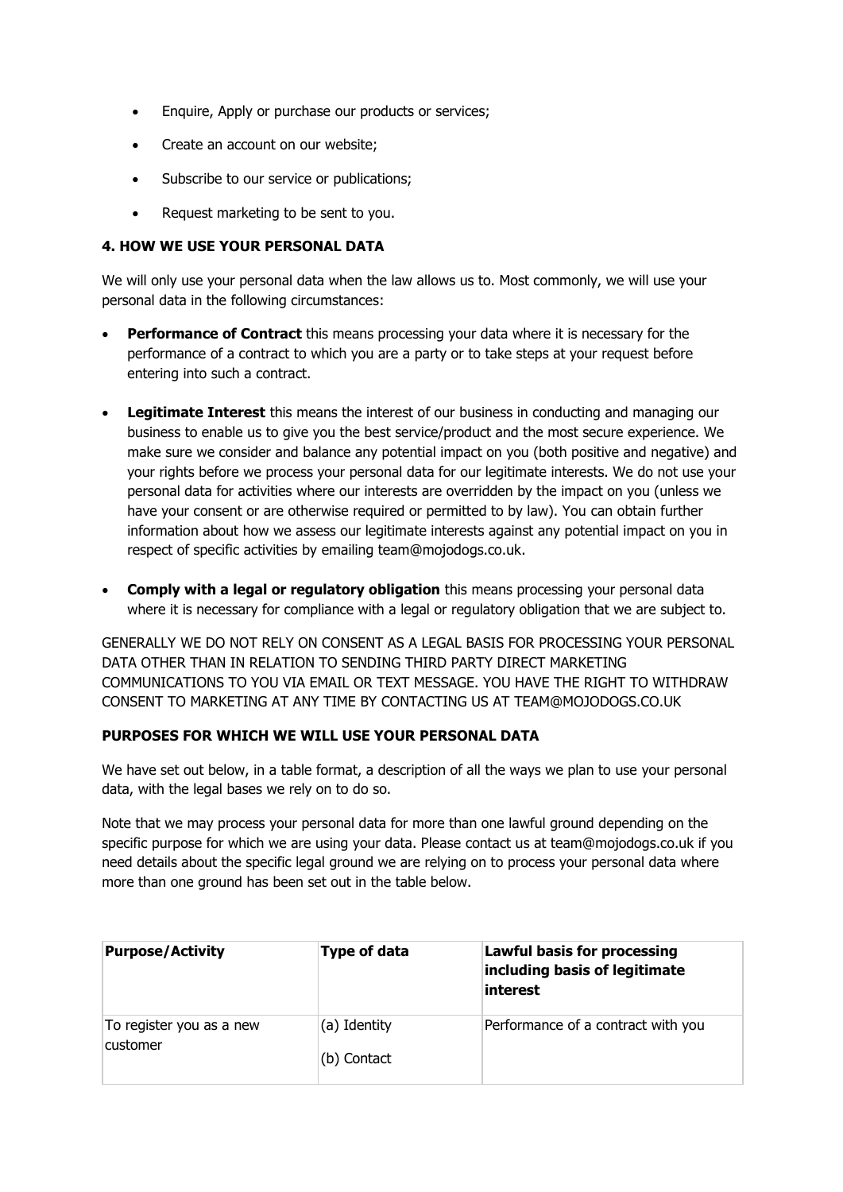- Enquire, Apply or purchase our products or services;
- Create an account on our website;
- Subscribe to our service or publications;
- Request marketing to be sent to you.

**4. HOW WE USE YOUR PERSONAL DATA**

We will only use your personal data when the law allows us to. Most commonly, we will use your personal data in the following circumstances:

- **Performance of Contract** this means processing your data where it is necessary for the performance of a contract to which you are a party or to take steps at your request before entering into such a contract.
- **Legitimate Interest** this means the interest of our business in conducting and managing our business to enable us to give you the best service/product and the most secure experience. We make sure we consider and balance any potential impact on you (both positive and negative) and your rights before we process your personal data for our legitimate interests. We do not use your personal data for activities where our interests are overridden by the impact on you (unless we have your consent or are otherwise required or permitted to by law). You can obtain further information about how we assess our legitimate interests against any potential impact on you in respect of specific activities by emailing team@mojodogs.co.uk.
- **Comply with a legal or regulatory obligation** this means processing your personal data where it is necessary for compliance with a legal or regulatory obligation that we are subject to.

GENERALLY WE DO NOT RELY ON CONSENT AS A LEGAL BASIS FOR PROCESSING YOUR PERSONAL DATA OTHER THAN IN RELATION TO SENDING THIRD PARTY DIRECT MARKETING COMMUNICATIONS TO YOU VIA EMAIL OR TEXT MESSAGE. YOU HAVE THE RIGHT TO WITHDRAW CONSENT TO MARKETING AT ANY TIME BY CONTACTING US AT TEAM@MOJODOGS.CO.UK

**PURPOSES FOR WHICH WE WILL USE YOUR PERSONAL DATA**

We have set out below, in a table format, a description of all the ways we plan to use your personal data, with the legal bases we rely on to do so.

Note that we may process your personal data for more than one lawful ground depending on the specific purpose for which we are using your data. Please contact us at team@mojodogs.co.uk if you need details about the specific legal ground we are relying on to process your personal data where more than one ground has been set out in the table below.

| **Purpose/Activity** | **Type of data** | **Lawful basis for processing including basis of legitimate interest** |
| --- | --- | --- |
| To register you as a new customer | (a) Identity<br>(b) Contact | Performance of a contract with you |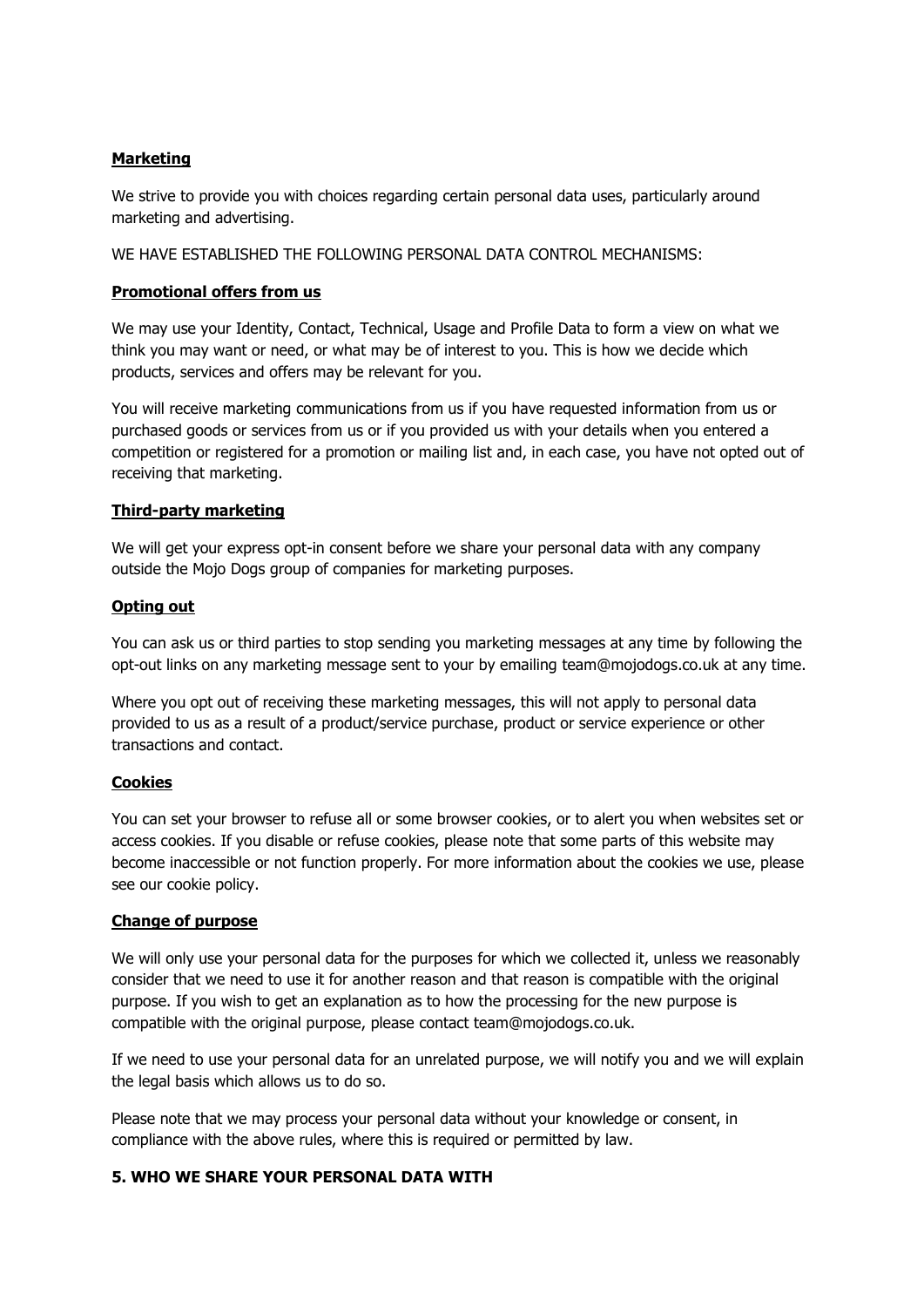**Marketing**

We strive to provide you with choices regarding certain personal data uses, particularly around marketing and advertising.

WE HAVE ESTABLISHED THE FOLLOWING PERSONAL DATA CONTROL MECHANISMS:

**Promotional offers from us**

We may use your Identity, Contact, Technical, Usage and Profile Data to form a view on what we think you may want or need, or what may be of interest to you. This is how we decide which products, services and offers may be relevant for you.

You will receive marketing communications from us if you have requested information from us or purchased goods or services from us or if you provided us with your details when you entered a competition or registered for a promotion or mailing list and, in each case, you have not opted out of receiving that marketing.

**Third-party marketing**

We will get your express opt-in consent before we share your personal data with any company outside the Mojo Dogs group of companies for marketing purposes.

**Opting out**

You can ask us or third parties to stop sending you marketing messages at any time by following the opt-out links on any marketing message sent to your by emailing team@mojodogs.co.uk at any time.

Where you opt out of receiving these marketing messages, this will not apply to personal data provided to us as a result of a product/service purchase, product or service experience or other transactions and contact.

**Cookies**

You can set your browser to refuse all or some browser cookies, or to alert you when websites set or access cookies. If you disable or refuse cookies, please note that some parts of this website may become inaccessible or not function properly. For more information about the cookies we use, please see our cookie policy.

**Change of purpose**

We will only use your personal data for the purposes for which we collected it, unless we reasonably consider that we need to use it for another reason and that reason is compatible with the original purpose. If you wish to get an explanation as to how the processing for the new purpose is compatible with the original purpose, please contact team@mojodogs.co.uk.

If we need to use your personal data for an unrelated purpose, we will notify you and we will explain the legal basis which allows us to do so.

Please note that we may process your personal data without your knowledge or consent, in compliance with the above rules, where this is required or permitted by law.

## 5. WHO WE SHARE YOUR PERSONAL DATA WITH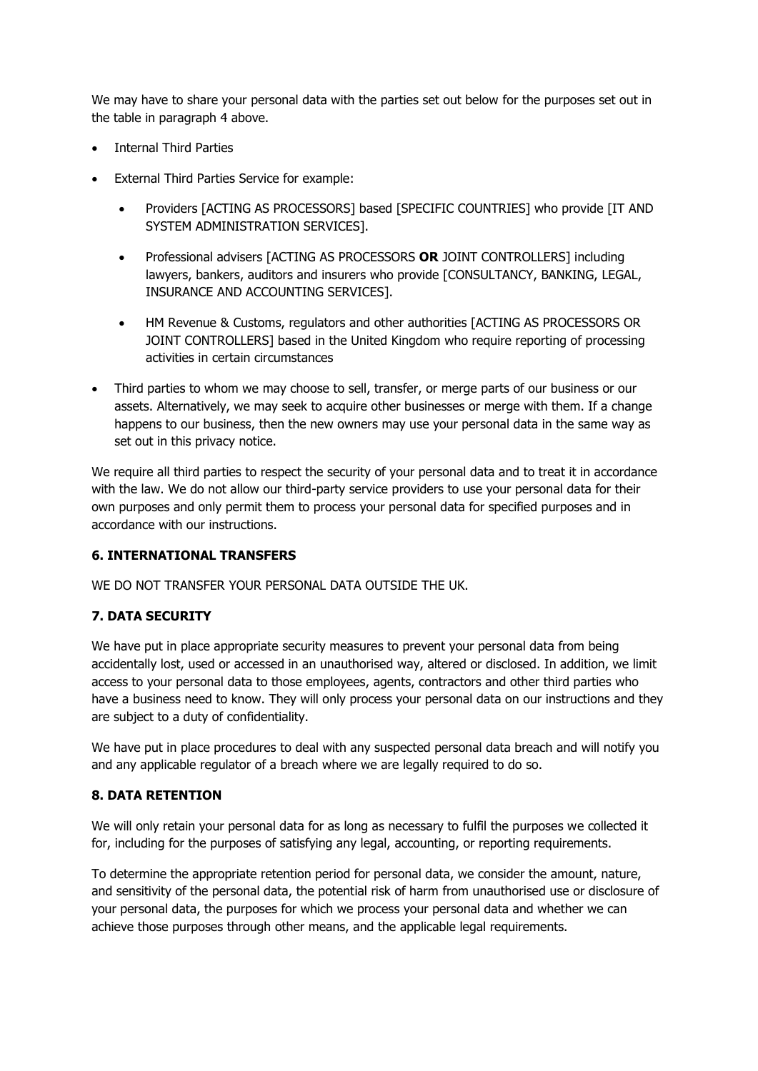We may have to share your personal data with the parties set out below for the purposes set out in the table in paragraph 4 above.

- Internal Third Parties
- External Third Parties Service for example:
  - Providers [ACTING AS PROCESSORS] based [SPECIFIC COUNTRIES] who provide [IT AND SYSTEM ADMINISTRATION SERVICES].
  - Professional advisers [ACTING AS PROCESSORS **OR** JOINT CONTROLLERS] including lawyers, bankers, auditors and insurers who provide [CONSULTANCY, BANKING, LEGAL, INSURANCE AND ACCOUNTING SERVICES].
  - HM Revenue & Customs, regulators and other authorities [ACTING AS PROCESSORS OR JOINT CONTROLLERS] based in the United Kingdom who require reporting of processing activities in certain circumstances
- Third parties to whom we may choose to sell, transfer, or merge parts of our business or our assets. Alternatively, we may seek to acquire other businesses or merge with them. If a change happens to our business, then the new owners may use your personal data in the same way as set out in this privacy notice.

We require all third parties to respect the security of your personal data and to treat it in accordance with the law. We do not allow our third-party service providers to use your personal data for their own purposes and only permit them to process your personal data for specified purposes and in accordance with our instructions.

## 6. INTERNATIONAL TRANSFERS

WE DO NOT TRANSFER YOUR PERSONAL DATA OUTSIDE THE UK.

## 7. DATA SECURITY

We have put in place appropriate security measures to prevent your personal data from being accidentally lost, used or accessed in an unauthorised way, altered or disclosed. In addition, we limit access to your personal data to those employees, agents, contractors and other third parties who have a business need to know. They will only process your personal data on our instructions and they are subject to a duty of confidentiality.

We have put in place procedures to deal with any suspected personal data breach and will notify you and any applicable regulator of a breach where we are legally required to do so.

## 8. DATA RETENTION

We will only retain your personal data for as long as necessary to fulfil the purposes we collected it for, including for the purposes of satisfying any legal, accounting, or reporting requirements.

To determine the appropriate retention period for personal data, we consider the amount, nature, and sensitivity of the personal data, the potential risk of harm from unauthorised use or disclosure of your personal data, the purposes for which we process your personal data and whether we can achieve those purposes through other means, and the applicable legal requirements.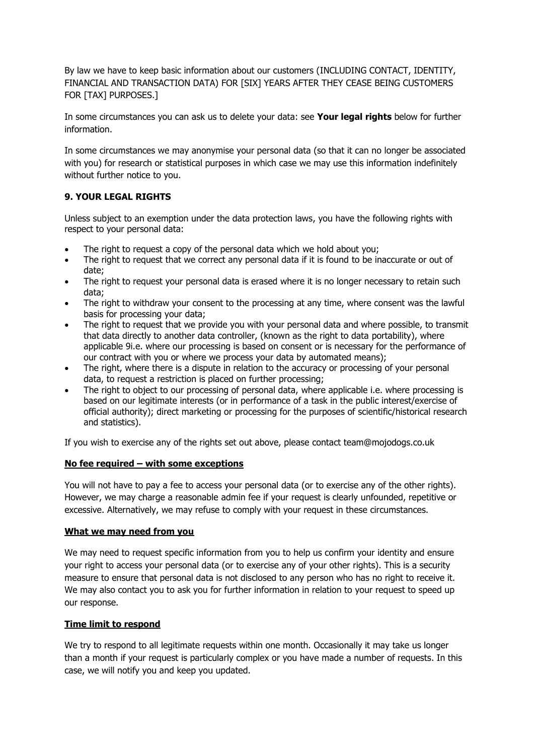By law we have to keep basic information about our customers (INCLUDING CONTACT, IDENTITY, FINANCIAL AND TRANSACTION DATA) FOR [SIX] YEARS AFTER THEY CEASE BEING CUSTOMERS FOR [TAX] PURPOSES.]

In some circumstances you can ask us to delete your data: see **Your legal rights** below for further information.

In some circumstances we may anonymise your personal data (so that it can no longer be associated with you) for research or statistical purposes in which case we may use this information indefinitely without further notice to you.

### 9. YOUR LEGAL RIGHTS

Unless subject to an exemption under the data protection laws, you have the following rights with respect to your personal data:

- The right to request a copy of the personal data which we hold about you;
- The right to request that we correct any personal data if it is found to be inaccurate or out of date;
- The right to request your personal data is erased where it is no longer necessary to retain such data;
- The right to withdraw your consent to the processing at any time, where consent was the lawful basis for processing your data;
- The right to request that we provide you with your personal data and where possible, to transmit that data directly to another data controller, (known as the right to data portability), where applicable 9i.e. where our processing is based on consent or is necessary for the performance of our contract with you or where we process your data by automated means);
- The right, where there is a dispute in relation to the accuracy or processing of your personal data, to request a restriction is placed on further processing;
- The right to object to our processing of personal data, where applicable i.e. where processing is based on our legitimate interests (or in performance of a task in the public interest/exercise of official authority); direct marketing or processing for the purposes of scientific/historical research and statistics).

If you wish to exercise any of the rights set out above, please contact team@mojodogs.co.uk

**No fee required – with some exceptions**

You will not have to pay a fee to access your personal data (or to exercise any of the other rights). However, we may charge a reasonable admin fee if your request is clearly unfounded, repetitive or excessive. Alternatively, we may refuse to comply with your request in these circumstances.

**What we may need from you**

We may need to request specific information from you to help us confirm your identity and ensure your right to access your personal data (or to exercise any of your other rights). This is a security measure to ensure that personal data is not disclosed to any person who has no right to receive it. We may also contact you to ask you for further information in relation to your request to speed up our response.

**Time limit to respond**

We try to respond to all legitimate requests within one month. Occasionally it may take us longer than a month if your request is particularly complex or you have made a number of requests. In this case, we will notify you and keep you updated.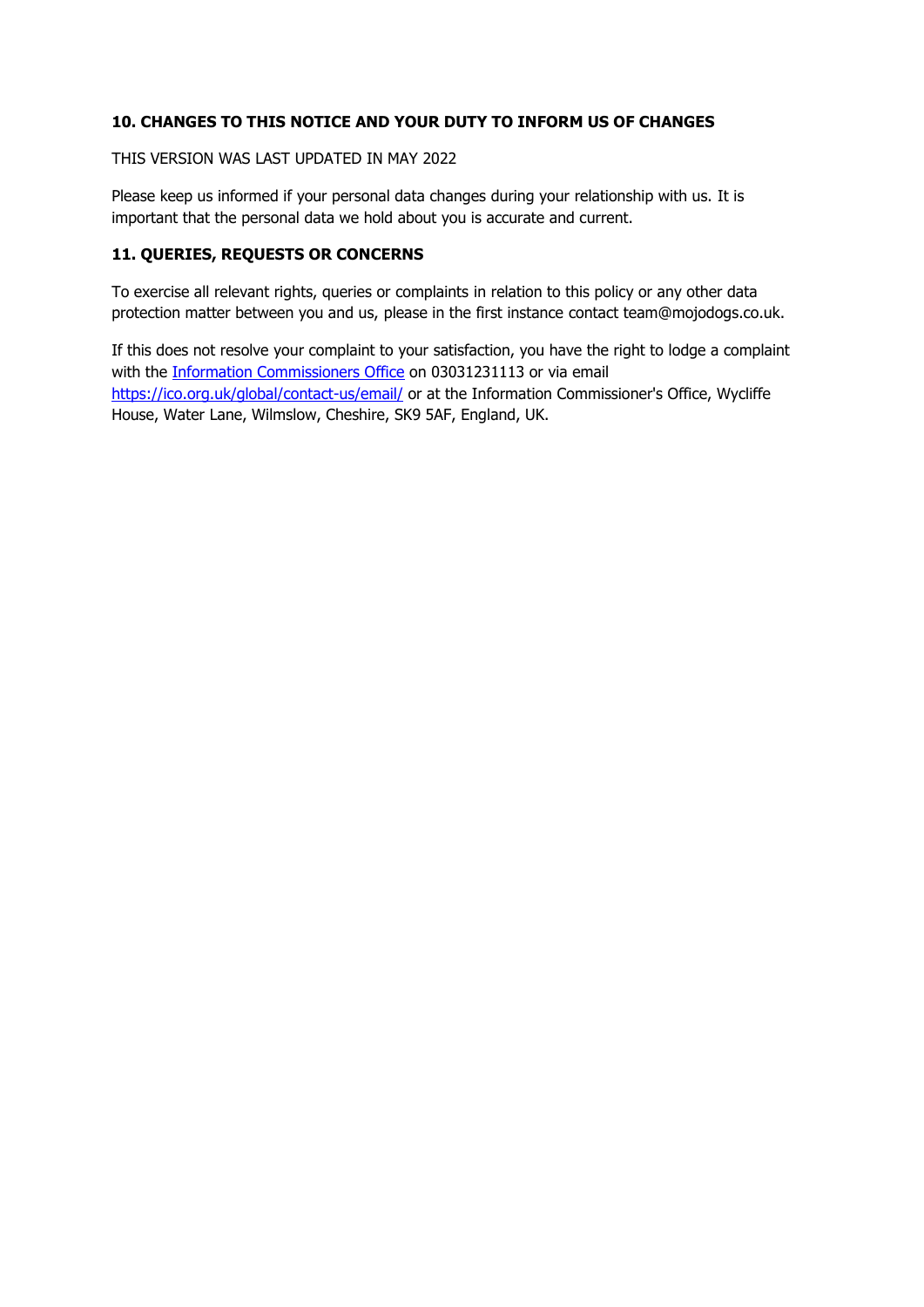## 10. CHANGES TO THIS NOTICE AND YOUR DUTY TO INFORM US OF CHANGES

THIS VERSION WAS LAST UPDATED IN MAY 2022

Please keep us informed if your personal data changes during your relationship with us. It is important that the personal data we hold about you is accurate and current.

## 11. QUERIES, REQUESTS OR CONCERNS

To exercise all relevant rights, queries or complaints in relation to this policy or any other data protection matter between you and us, please in the first instance contact team@mojodogs.co.uk.

If this does not resolve your complaint to your satisfaction, you have the right to lodge a complaint with the Information Commissioners Office on 03031231113 or via email https://ico.org.uk/global/contact-us/email/ or at the Information Commissioner's Office, Wycliffe House, Water Lane, Wilmslow, Cheshire, SK9 5AF, England, UK.